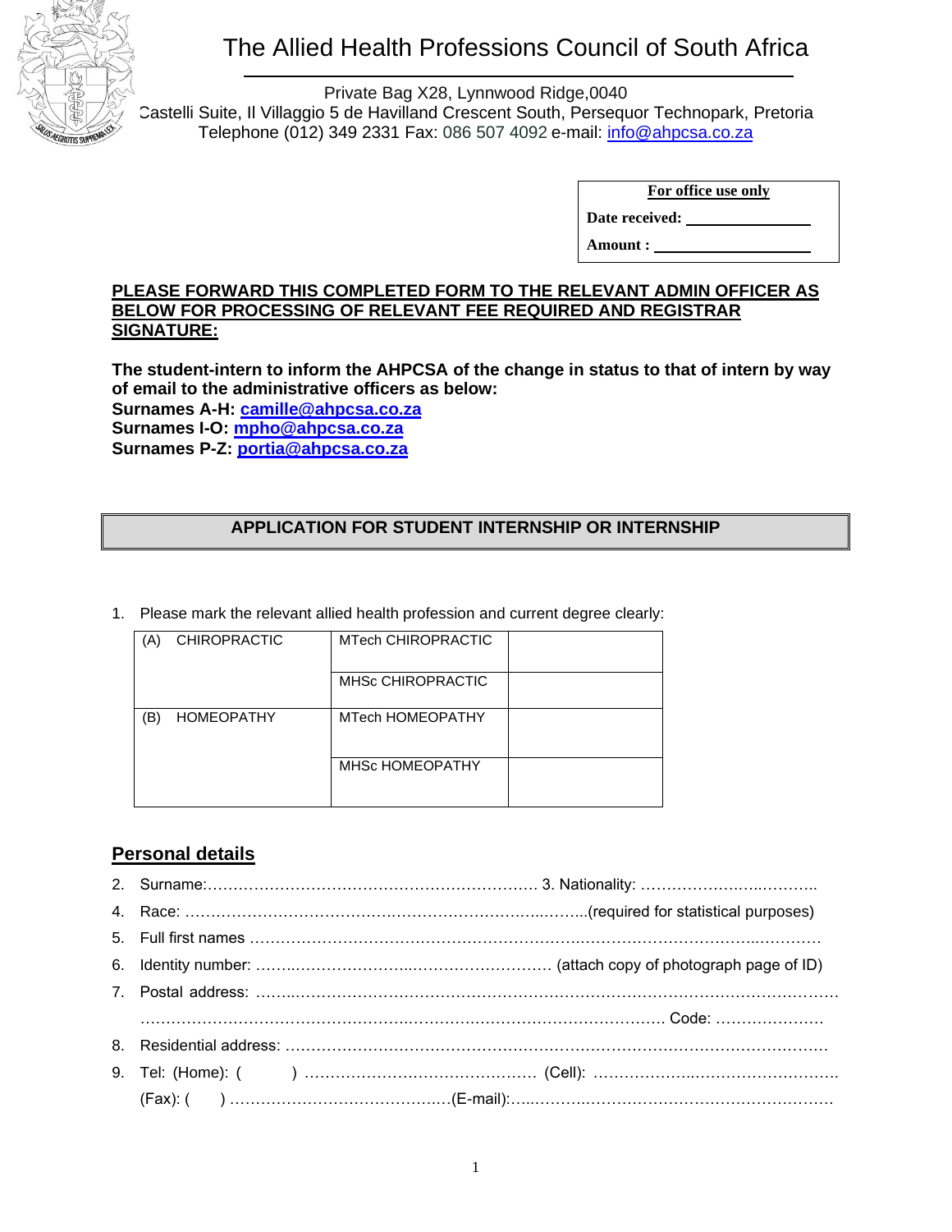# The Allied Health Professions Council of South Africa

Private Bag X28, Lynnwood Ridge,0040
Castelli Suite, Il Villaggio 5 de Havilland Crescent South, Persequor Technopark, Pretoria
Telephone (012) 349 2331 Fax: 086 507 4092 e-mail: info@ahpcsa.co.za

| For office use only |
|---|
| Date received: ________________ |
| Amount : ____________________ |

**PLEASE FORWARD THIS COMPLETED FORM TO THE RELEVANT ADMIN OFFICER AS BELOW FOR PROCESSING OF RELEVANT FEE REQUIRED AND REGISTRAR SIGNATURE:**

**The student-intern to inform the AHPCSA of the change in status to that of intern by way of email to the administrative officers as below:**
**Surnames A-H: camille@ahpcsa.co.za**
**Surnames I-O: mpho@ahpcsa.co.za**
**Surnames P-Z: portia@ahpcsa.co.za**

## APPLICATION FOR STUDENT INTERNSHIP OR INTERNSHIP

1. Please mark the relevant allied health profession and current degree clearly:

| | | |
|---|---|---|
| (A) CHIROPRACTIC | MTech CHIROPRACTIC | |
| | MHSc CHIROPRACTIC | |
| (B) HOMEOPATHY | MTech HOMEOPATHY | |
| | MHSc HOMEOPATHY | |

## Personal details

2. Surname:……………………………………………………… 3. Nationality: ………………….…..……….
4. Race: …….………….…………….…….…………….…….…..……..(required for statistical purposes)
5. Full first names ……………………………………………………….…………………………..…………
6. Identity number: ……..………………….…..……………………. (attach copy of photograph page of ID)
7. Postal address: ……..……………….………….…………….……….…………….……….…………….…….
……………………………………………..………………….………………………. Code: …………………
8. Residential address: ………………………………………………………………………………………….
9. Tel: (Home): (  ) ………….…………………….……… (Cell): ………………..………….………….
(Fax): (  ) ……………………………….……(E-mail):…..…………..……………………………………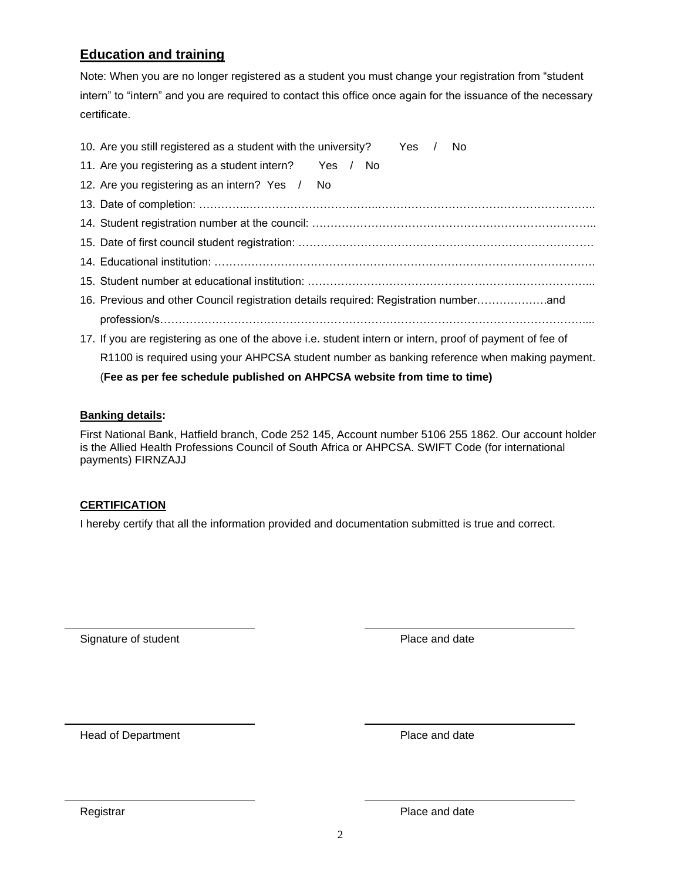## Education and training

Note: When you are no longer registered as a student you must change your registration from "student intern" to "intern" and you are required to contact this office once again for the issuance of the necessary certificate.

10. Are you still registered as a student with the university?  Yes / No
11. Are you registering as a student intern?  Yes / No
12. Are you registering as an intern?  Yes / No
13. Date of completion: ……………………………………………………………………………………………
14. Student registration number at the council: ……………………………………………………………………
15. Date of first council student registration: ……………………………………………………………………
14. Educational institution: …………………………………………………………………………………………
15. Student number at educational institution: ……………………………………………………………………
16. Previous and other Council registration details required: Registration number……………….and profession/s……………………………………………………………………………………………………
17. If you are registering as one of the above i.e. student intern or intern, proof of payment of fee of R1100 is required using your AHPCSA student number as banking reference when making payment. (**Fee as per fee schedule published on AHPCSA website from time to time)**

**Banking details:**

First National Bank, Hatfield branch, Code 252 145, Account number 5106 255 1862. Our account holder is the Allied Health Professions Council of South Africa or AHPCSA. SWIFT Code (for international payments) FIRNZAJJ

**CERTIFICATION**

I hereby certify that all the information provided and documentation submitted is true and correct.

______________________________ ______________________________

Signature of student Place and date

______________________________ ______________________________

Head of Department Place and date

______________________________ ______________________________

Registrar Place and date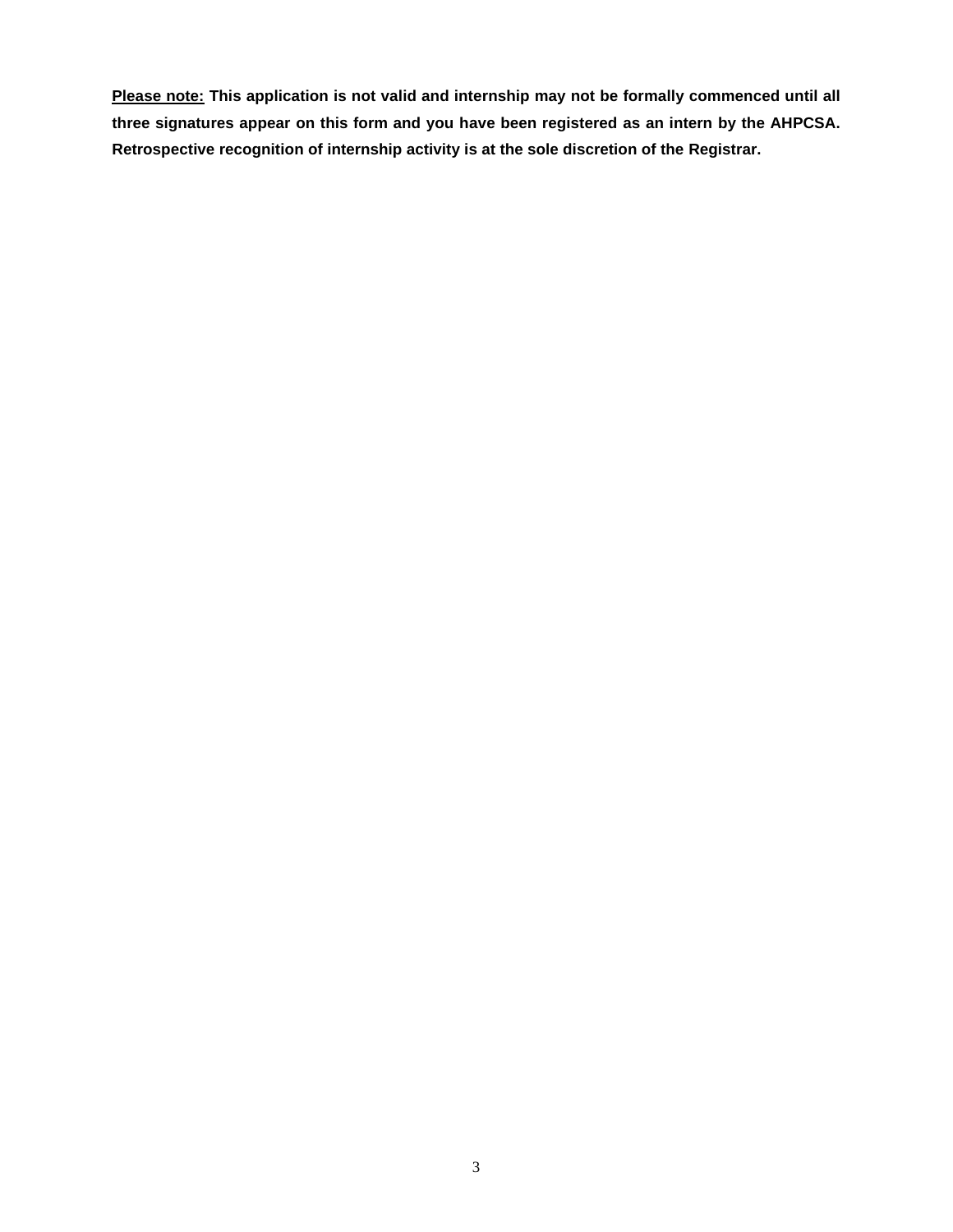**<u>Please note:</u> This application is not valid and internship may not be formally commenced until all three signatures appear on this form and you have been registered as an intern by the AHPCSA. Retrospective recognition of internship activity is at the sole discretion of the Registrar.**